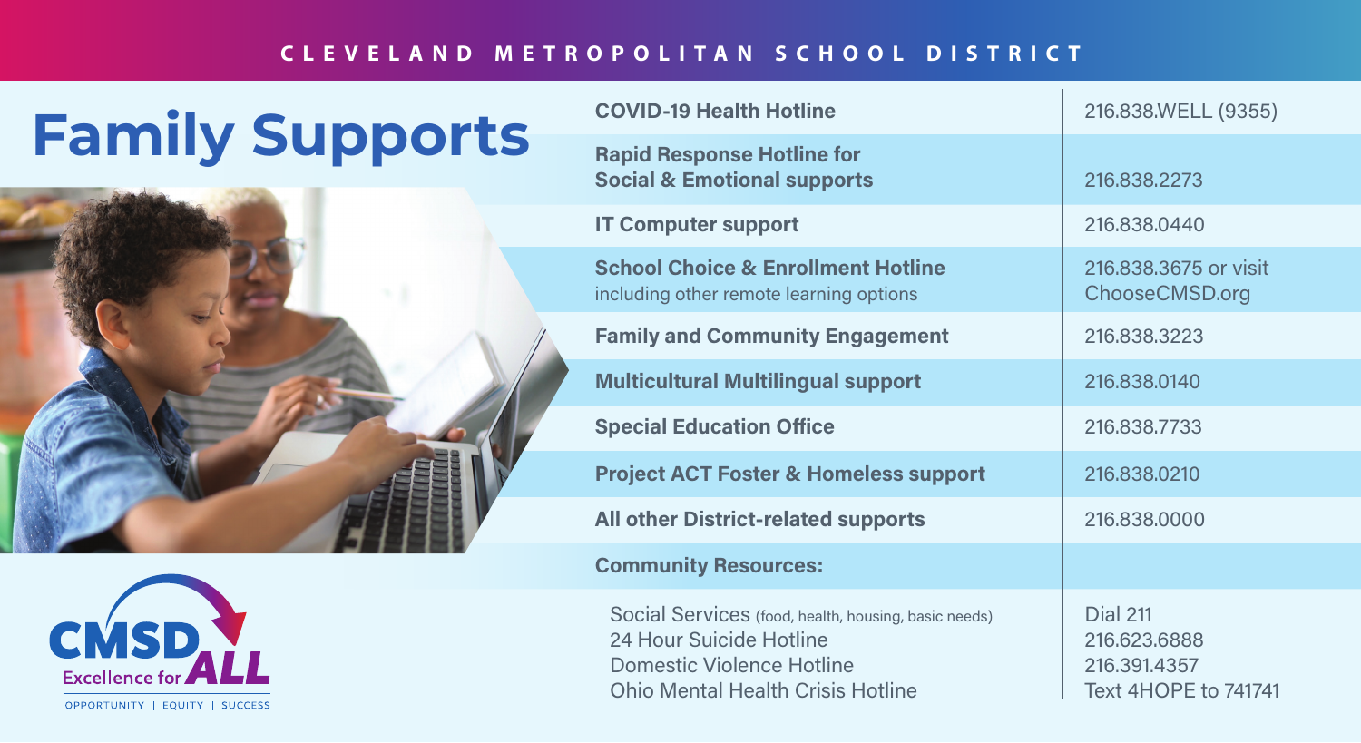CLEVELAND METROPOLITAN SCHOOL DISTRICT

# Family Supports

| Service | Contact |
|---|---|
| **COVID-19 Health Hotline** | 216.838.WELL (9355) |
| **Rapid Response Hotline for Social & Emotional supports** | 216.838.2273 |
| **IT Computer support** | 216.838.0440 |
| **School Choice & Enrollment Hotline** including other remote learning options | 216.838.3675 or visit ChooseCMSD.org |
| **Family and Community Engagement** | 216.838.3223 |
| **Multicultural Multilingual support** | 216.838.0140 |
| **Special Education Office** | 216.838.7733 |
| **Project ACT Foster & Homeless support** | 216.838.0210 |
| **All other District-related supports** | 216.838.0000 |
| **Community Resources:** | |
| Social Services (food, health, housing, basic needs) | Dial 211 |
| 24 Hour Suicide Hotline | 216.623.6888 |
| Domestic Violence Hotline | 216.391.4357 |
| Ohio Mental Health Crisis Hotline | Text 4HOPE to 741741 |

CMSD Excellence for ALL

OPPORTUNITY | EQUITY | SUCCESS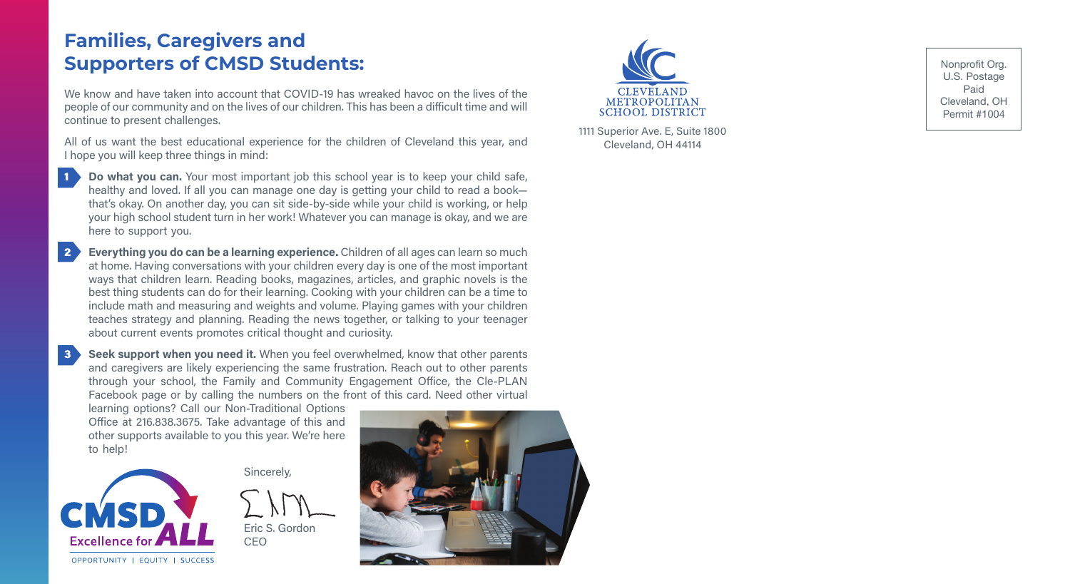## Families, Caregivers and Supporters of CMSD Students:

We know and have taken into account that COVID-19 has wreaked havoc on the lives of the people of our community and on the lives of our children. This has been a difficult time and will continue to present challenges.

All of us want the best educational experience for the children of Cleveland this year, and I hope you will keep three things in mind:

1. **Do what you can.** Your most important job this school year is to keep your child safe, healthy and loved. If all you can manage one day is getting your child to read a book—that's okay. On another day, you can sit side-by-side while your child is working, or help your high school student turn in her work! Whatever you can manage is okay, and we are here to support you.

2. **Everything you do can be a learning experience.** Children of all ages can learn so much at home. Having conversations with your children every day is one of the most important ways that children learn. Reading books, magazines, articles, and graphic novels is the best thing students can do for their learning. Cooking with your children can be a time to include math and measuring and weights and volume. Playing games with your children teaches strategy and planning. Reading the news together, or talking to your teenager about current events promotes critical thought and curiosity.

3. **Seek support when you need it.** When you feel overwhelmed, know that other parents and caregivers are likely experiencing the same frustration. Reach out to other parents through your school, the Family and Community Engagement Office, the Cle-PLAN Facebook page or by calling the numbers on the front of this card. Need other virtual learning options? Call our Non-Traditional Options Office at 216.838.3675. Take advantage of this and other supports available to you this year. We're here to help!

CMSD Excellence for ALL

OPPORTUNITY | EQUITY | SUCCESS

Sincerely,

Eric S. Gordon
CEO

CLEVELAND METROPOLITAN SCHOOL DISTRICT

1111 Superior Ave. E, Suite 1800
Cleveland, OH 44114

Nonprofit Org.
U.S. Postage
Paid
Cleveland, OH
Permit #1004